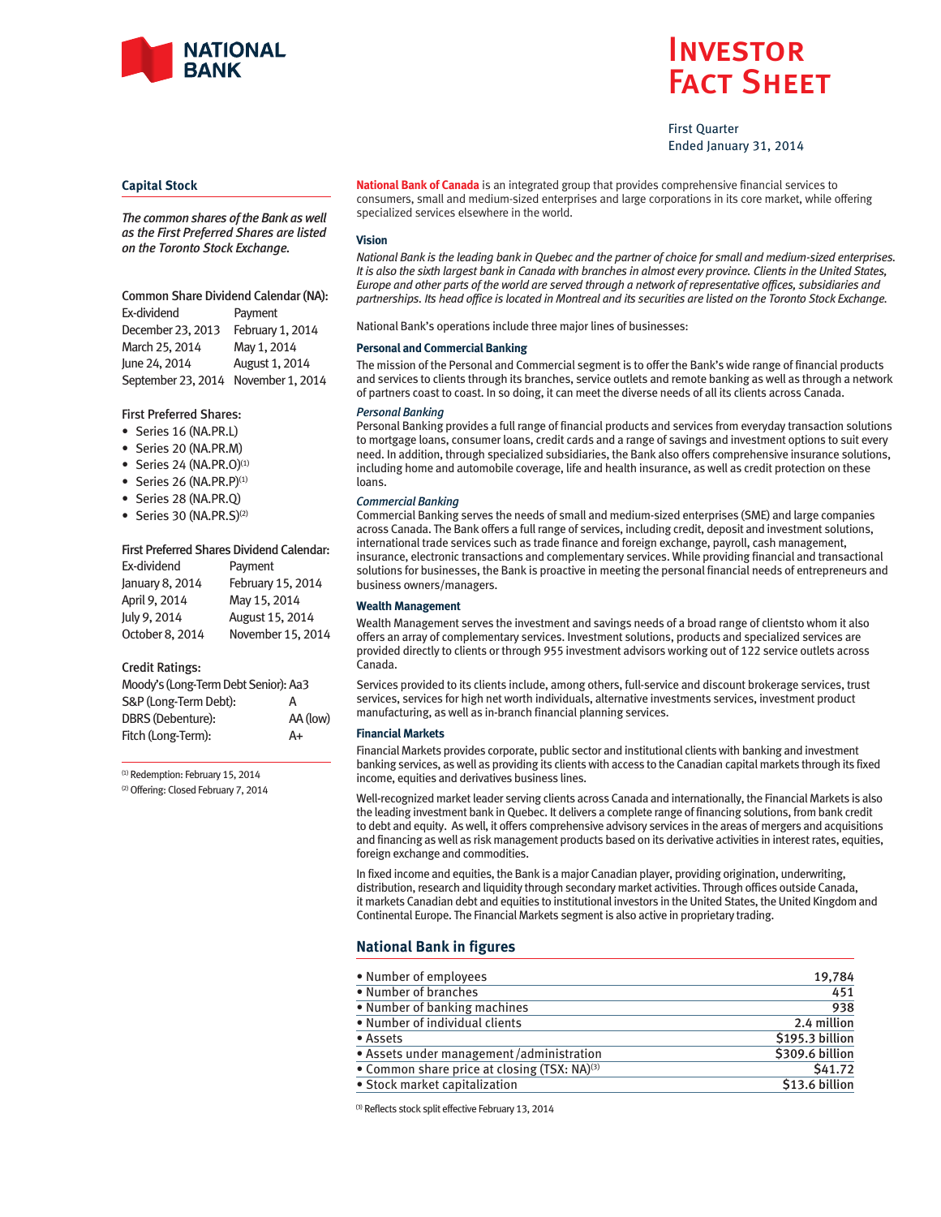NATIONAL BANK

# Investor Fact Sheet

First Quarter
Ended January 31, 2014

## Capital Stock

*The common shares of the Bank as well as the First Preferred Shares are listed on the Toronto Stock Exchange.*

### Common Share Dividend Calendar (NA):

| Ex-dividend | Payment |
|---|---|
| December 23, 2013 | February 1, 2014 |
| March 25, 2014 | May 1, 2014 |
| June 24, 2014 | August 1, 2014 |
| September 23, 2014 | November 1, 2014 |

### First Preferred Shares:

- Series 16 (NA.PR.L)
- Series 20 (NA.PR.M)
- Series 24 (NA.PR.O)[1]
- Series 26 (NA.PR.P)[1]
- Series 28 (NA.PR.Q)
- Series 30 (NA.PR.S)[2]

### First Preferred Shares Dividend Calendar:

| Ex-dividend | Payment |
|---|---|
| January 8, 2014 | February 15, 2014 |
| April 9, 2014 | May 15, 2014 |
| July 9, 2014 | August 15, 2014 |
| October 8, 2014 | November 15, 2014 |

### Credit Ratings:

| | |
|---|---|
| Moody's (Long-Term Debt Senior): | Aa3 |
| S&P (Long-Term Debt): | A |
| DBRS (Debenture): | AA (low) |
| Fitch (Long-Term): | A+ |

[1] Redemption: February 15, 2014
[2] Offering: Closed February 7, 2014

**National Bank of Canada** is an integrated group that provides comprehensive financial services to consumers, small and medium-sized enterprises and large corporations in its core market, while offering specialized services elsewhere in the world.

### Vision

*National Bank is the leading bank in Quebec and the partner of choice for small and medium-sized enterprises. It is also the sixth largest bank in Canada with branches in almost every province. Clients in the United States, Europe and other parts of the world are served through a network of representative offices, subsidiaries and partnerships. Its head office is located in Montreal and its securities are listed on the Toronto Stock Exchange.*

National Bank's operations include three major lines of businesses:

### Personal and Commercial Banking

The mission of the Personal and Commercial segment is to offer the Bank's wide range of financial products and services to clients through its branches, service outlets and remote banking as well as through a network of partners coast to coast. In so doing, it can meet the diverse needs of all its clients across Canada.

#### *Personal Banking*

Personal Banking provides a full range of financial products and services from everyday transaction solutions to mortgage loans, consumer loans, credit cards and a range of savings and investment options to suit every need. In addition, through specialized subsidiaries, the Bank also offers comprehensive insurance solutions, including home and automobile coverage, life and health insurance, as well as credit protection on these loans.

#### *Commercial Banking*

Commercial Banking serves the needs of small and medium-sized enterprises (SME) and large companies across Canada. The Bank offers a full range of services, including credit, deposit and investment solutions, international trade services such as trade finance and foreign exchange, payroll, cash management, insurance, electronic transactions and complementary services. While providing financial and transactional solutions for businesses, the Bank is proactive in meeting the personal financial needs of entrepreneurs and business owners/managers.

### Wealth Management

Wealth Management serves the investment and savings needs of a broad range of clientsto whom it also offers an array of complementary services. Investment solutions, products and specialized services are provided directly to clients or through 955 investment advisors working out of 122 service outlets across Canada.

Services provided to its clients include, among others, full-service and discount brokerage services, trust services, services for high net worth individuals, alternative investments services, investment product manufacturing, as well as in-branch financial planning services.

### Financial Markets

Financial Markets provides corporate, public sector and institutional clients with banking and investment banking services, as well as providing its clients with access to the Canadian capital markets through its fixed income, equities and derivatives business lines.

Well-recognized market leader serving clients across Canada and internationally, the Financial Markets is also the leading investment bank in Quebec. It delivers a complete range of financing solutions, from bank credit to debt and equity. As well, it offers comprehensive advisory services in the areas of mergers and acquisitions and financing as well as risk management products based on its derivative activities in interest rates, equities, foreign exchange and commodities.

In fixed income and equities, the Bank is a major Canadian player, providing origination, underwriting, distribution, research and liquidity through secondary market activities. Through offices outside Canada, it markets Canadian debt and equities to institutional investors in the United States, the United Kingdom and Continental Europe. The Financial Markets segment is also active in proprietary trading.

## National Bank in figures

| | |
|---|---|
| • Number of employees | 19,784 |
| • Number of branches | 451 |
| • Number of banking machines | 938 |
| • Number of individual clients | 2.4 million |
| • Assets | $195.3 billion |
| • Assets under management/administration | $309.6 billion |
| • Common share price at closing (TSX: NA)[3] | $41.72 |
| • Stock market capitalization | $13.6 billion |

[3] Reflects stock split effective February 13, 2014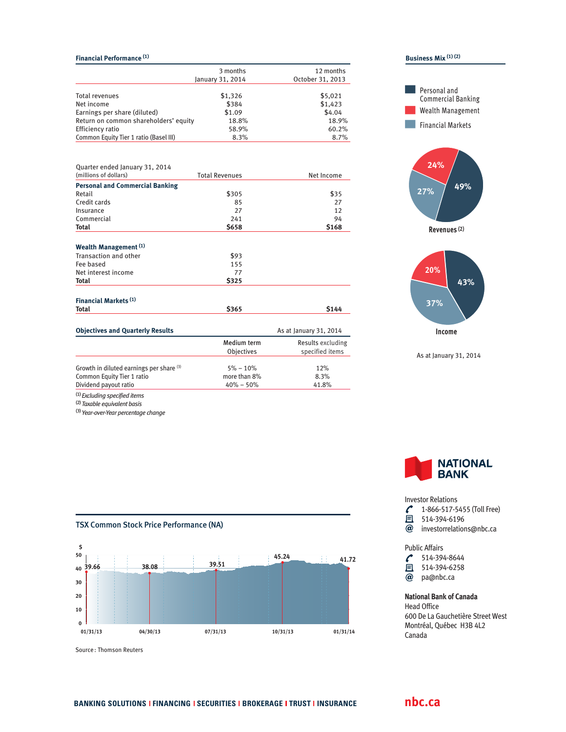## Financial Performance [1]

| | 3 months January 31, 2014 | 12 months October 31, 2013 |
|---|---|---|
| Total revenues | $1,326 | $5,021 |
| Net income | $384 | $1,423 |
| Earnings per share (diluted) | $1.09 | $4.04 |
| Return on common shareholders' equity | 18.8% | 18.9% |
| Efficiency ratio | 58.9% | 60.2% |
| Common Equity Tier 1 ratio (Basel III) | 8.3% | 8.7% |

| Quarter ended January 31, 2014 (millions of dollars) | Total Revenues | Net Income |
|---|---|---|
| **Personal and Commercial Banking** | | |
| Retail | $305 | $35 |
| Credit cards | 85 | 27 |
| Insurance | 27 | 12 |
| Commercial | 241 | 94 |
| **Total** | **$658** | **$168** |
| **Wealth Management [1]** | | |
| Transaction and other | $93 | |
| Fee based | 155 | |
| Net interest income | 77 | |
| **Total** | **$325** | |
| **Financial Markets [1]** | | |
| **Total** | **$365** | **$144** |

## Objectives and Quarterly Results

As at January 31, 2014

| | Medium term Objectives | Results excluding specified items |
|---|---|---|
| Growth in diluted earnings per share [3] | 5% – 10% | 12% |
| Common Equity Tier 1 ratio | more than 8% | 8.3% |
| Dividend payout ratio | 40% – 50% | 41.8% |

[1] *Excluding specified items*
[2] *Taxable equivalent basis*
[3] *Year-over-Year percentage change*

## TSX Common Stock Price Performance (NA)

$
50
40
30
20
10
0
39.66
38.08
39.51
45.24
41.72
01/31/13
04/30/13
07/31/13
10/31/13
01/31/14

Source : Thomson Reuters

## Business Mix [1] [2]

Personal and Commercial Banking
Wealth Management
Financial Markets

24%
49%
27%
Revenues [2]

20%
43%
37%
Income

As at January 31, 2014

**NATIONAL BANK**

Investor Relations
1-866-517-5455 (Toll Free)
514-394-6196
investorrelations@nbc.ca

Public Affairs
514-394-8644
514-394-6258
pa@nbc.ca

**National Bank of Canada**
Head Office
600 De La Gauchetière Street West
Montréal, Québec H3B 4L2
Canada

**BANKING SOLUTIONS | FINANCING | SECURITIES | BROKERAGE | TRUST | INSURANCE**

**nbc.ca**